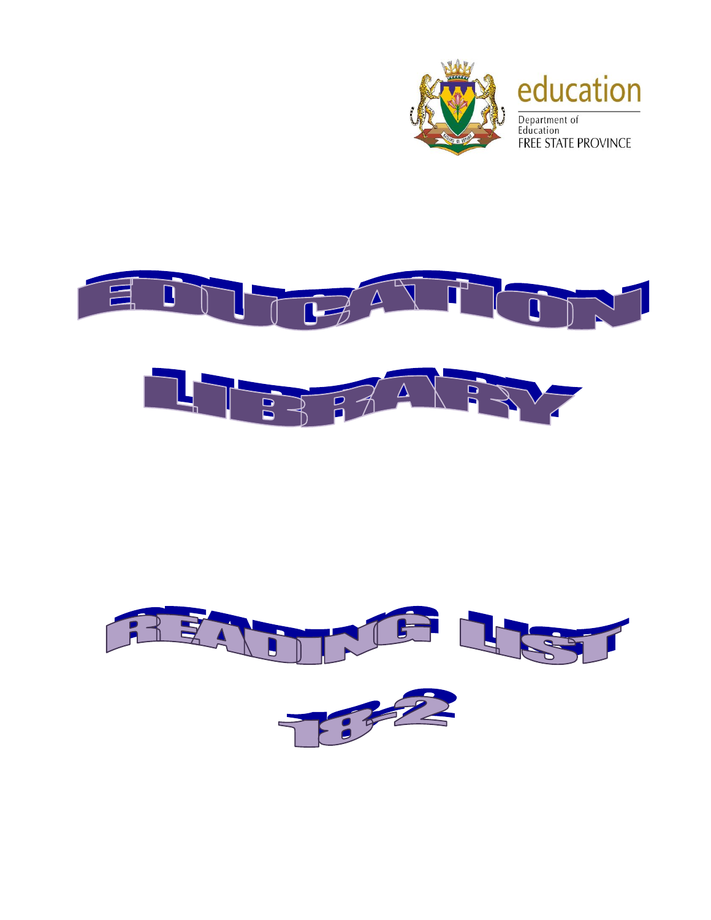education

Department of Education
FREE STATE PROVINCE

# EDUCATION LIBRARY

# READING LIST

# 18-2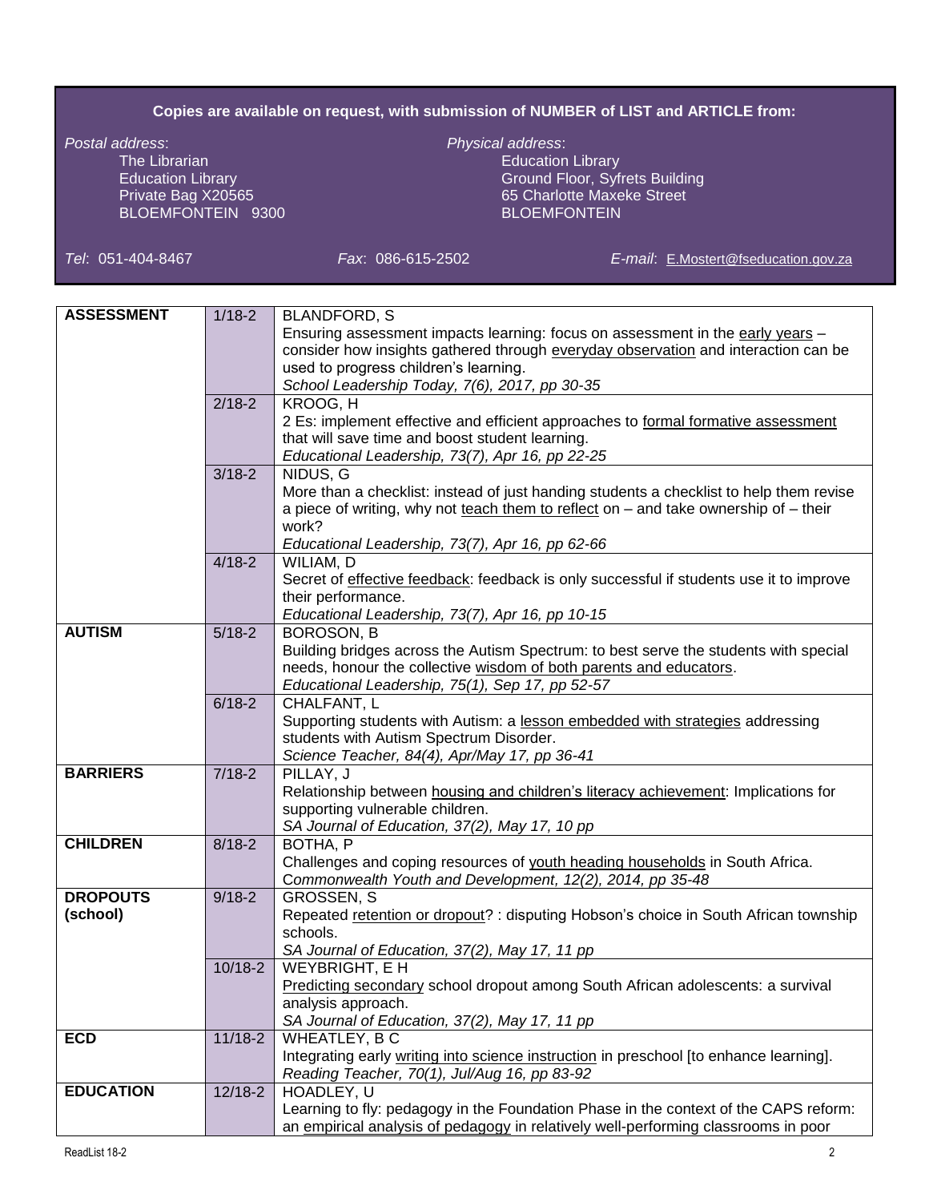**Copies are available on request, with submission of NUMBER of LIST and ARTICLE from:**

*Postal address*:
The Librarian
Education Library
Private Bag X20565
BLOEMFONTEIN 9300

*Physical address*:
Education Library
Ground Floor, Syfrets Building
65 Charlotte Maxeke Street
BLOEMFONTEIN

*Tel*: 051-404-8467 *Fax*: 086-615-2502 *E-mail*: E.Mostert@fseducation.gov.za

| | | |
|---|---|---|
| **ASSESSMENT** | 1/18-2 | BLANDFORD, S<br>Ensuring assessment impacts learning: focus on assessment in the early years – consider how insights gathered through everyday observation and interaction can be used to progress children's learning.<br>*School Leadership Today, 7(6), 2017, pp 30-35* |
| | 2/18-2 | KROOG, H<br>2 Es: implement effective and efficient approaches to formal formative assessment that will save time and boost student learning.<br>*Educational Leadership, 73(7), Apr 16, pp 22-25* |
| | 3/18-2 | NIDUS, G<br>More than a checklist: instead of just handing students a checklist to help them revise a piece of writing, why not teach them to reflect on – and take ownership of – their work?<br>*Educational Leadership, 73(7), Apr 16, pp 62-66* |
| | 4/18-2 | WILIAM, D<br>Secret of effective feedback: feedback is only successful if students use it to improve their performance.<br>*Educational Leadership, 73(7), Apr 16, pp 10-15* |
| **AUTISM** | 5/18-2 | BOROSON, B<br>Building bridges across the Autism Spectrum: to best serve the students with special needs, honour the collective wisdom of both parents and educators.<br>*Educational Leadership, 75(1), Sep 17, pp 52-57* |
| | 6/18-2 | CHALFANT, L<br>Supporting students with Autism: a lesson embedded with strategies addressing students with Autism Spectrum Disorder.<br>*Science Teacher, 84(4), Apr/May 17, pp 36-41* |
| **BARRIERS** | 7/18-2 | PILLAY, J<br>Relationship between housing and children's literacy achievement: Implications for supporting vulnerable children.<br>*SA Journal of Education, 37(2), May 17, 10 pp* |
| **CHILDREN** | 8/18-2 | BOTHA, P<br>Challenges and coping resources of youth heading households in South Africa.<br>*Commonwealth Youth and Development, 12(2), 2014, pp 35-48* |
| **DROPOUTS (school)** | 9/18-2 | GROSSEN, S<br>Repeated retention or dropout? : disputing Hobson's choice in South African township schools.<br>*SA Journal of Education, 37(2), May 17, 11 pp* |
| | 10/18-2 | WEYBRIGHT, E H<br>Predicting secondary school dropout among South African adolescents: a survival analysis approach.<br>*SA Journal of Education, 37(2), May 17, 11 pp* |
| **ECD** | 11/18-2 | WHEATLEY, B C<br>Integrating early writing into science instruction in preschool [to enhance learning].<br>*Reading Teacher, 70(1), Jul/Aug 16, pp 83-92* |
| **EDUCATION** | 12/18-2 | HOADLEY, U<br>Learning to fly: pedagogy in the Foundation Phase in the context of the CAPS reform: an empirical analysis of pedagogy in relatively well-performing classrooms in poor |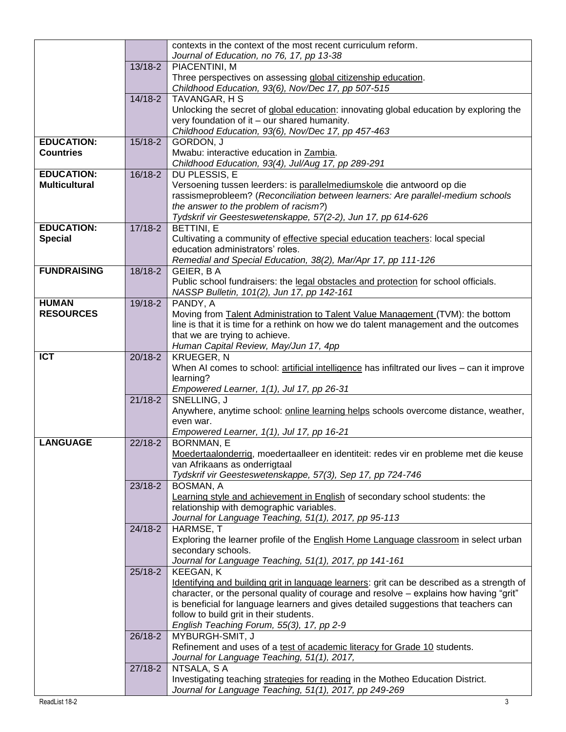| | | |
|---|---|---|
| | | contexts in the context of the most recent curriculum reform.<br>*Journal of Education, no 76, 17, pp 13-38* |
| | 13/18-2 | PIACENTINI, M<br>Three perspectives on assessing global citizenship education.<br>*Childhood Education, 93(6), Nov/Dec 17, pp 507-515* |
| | 14/18-2 | TAVANGAR, H S<br>Unlocking the secret of global education: innovating global education by exploring the very foundation of it – our shared humanity.<br>*Childhood Education, 93(6), Nov/Dec 17, pp 457-463* |
| **EDUCATION: Countries** | 15/18-2 | GORDON, J<br>Mwabu: interactive education in Zambia.<br>*Childhood Education, 93(4), Jul/Aug 17, pp 289-291* |
| **EDUCATION: Multicultural** | 16/18-2 | DU PLESSIS, E<br>Versoening tussen leerders: is parallelmediumskole die antwoord op die rassismeprobleem? (*Reconciliation between learners: Are parallel-medium schools the answer to the problem of racism?*)<br>*Tydskrif vir Geesteswetenskappe, 57(2-2), Jun 17, pp 614-626* |
| **EDUCATION: Special** | 17/18-2 | BETTINI, E<br>Cultivating a community of effective special education teachers: local special education administrators' roles.<br>*Remedial and Special Education, 38(2), Mar/Apr 17, pp 111-126* |
| **FUNDRAISING** | 18/18-2 | GEIER, B A<br>Public school fundraisers: the legal obstacles and protection for school officials.<br>*NASSP Bulletin, 101(2), Jun 17, pp 142-161* |
| **HUMAN RESOURCES** | 19/18-2 | PANDY, A<br>Moving from Talent Administration to Talent Value Management (TVM): the bottom line is that it is time for a rethink on how we do talent management and the outcomes that we are trying to achieve.<br>*Human Capital Review, May/Jun 17, 4pp* |
| **ICT** | 20/18-2 | KRUEGER, N<br>When AI comes to school: artificial intelligence has infiltrated our lives – can it improve learning?<br>*Empowered Learner, 1(1), Jul 17, pp 26-31* |
| | 21/18-2 | SNELLING, J<br>Anywhere, anytime school: online learning helps schools overcome distance, weather, even war.<br>*Empowered Learner, 1(1), Jul 17, pp 16-21* |
| **LANGUAGE** | 22/18-2 | BORNMAN, E<br>Moedertaalonderrig, moedertaalleer en identiteit: redes vir en probleme met die keuse van Afrikaans as onderrigtaal<br>*Tydskrif vir Geesteswetenskappe, 57(3), Sep 17, pp 724-746* |
| | 23/18-2 | BOSMAN, A<br>Learning style and achievement in English of secondary school students: the relationship with demographic variables.<br>*Journal for Language Teaching, 51(1), 2017, pp 95-113* |
| | 24/18-2 | HARMSE, T<br>Exploring the learner profile of the English Home Language classroom in select urban secondary schools.<br>*Journal for Language Teaching, 51(1), 2017, pp 141-161* |
| | 25/18-2 | KEEGAN, K<br>Identifying and building grit in language learners: grit can be described as a strength of character, or the personal quality of courage and resolve – explains how having "grit" is beneficial for language learners and gives detailed suggestions that teachers can follow to build grit in their students.<br>*English Teaching Forum, 55(3), 17, pp 2-9* |
| | 26/18-2 | MYBURGH-SMIT, J<br>Refinement and uses of a test of academic literacy for Grade 10 students.<br>*Journal for Language Teaching, 51(1), 2017,* |
| | 27/18-2 | NTSALA, S A<br>Investigating teaching strategies for reading in the Motheo Education District.<br>*Journal for Language Teaching, 51(1), 2017, pp 249-269* |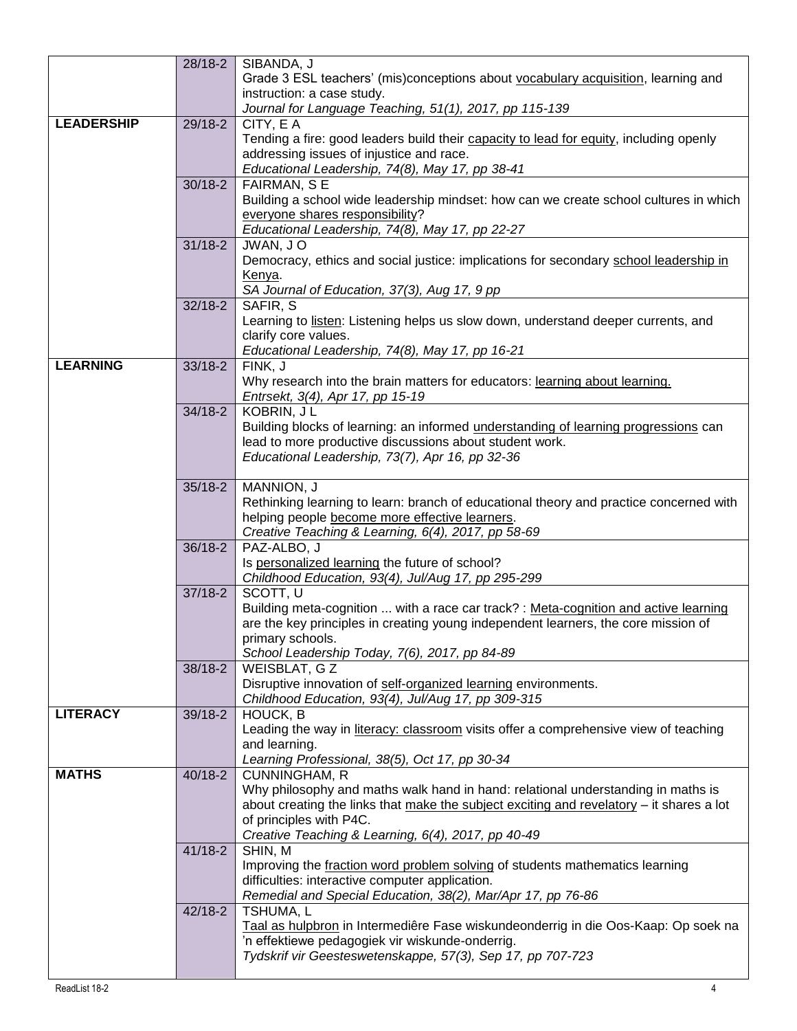| | | |
|---|---|---|
| | 28/18-2 | SIBANDA, J<br>Grade 3 ESL teachers' (mis)conceptions about vocabulary acquisition, learning and instruction: a case study.<br>*Journal for Language Teaching, 51(1), 2017, pp 115-139* |
| **LEADERSHIP** | 29/18-2 | CITY, E A<br>Tending a fire: good leaders build their capacity to lead for equity, including openly addressing issues of injustice and race.<br>*Educational Leadership, 74(8), May 17, pp 38-41* |
| | 30/18-2 | FAIRMAN, S E<br>Building a school wide leadership mindset: how can we create school cultures in which everyone shares responsibility?<br>*Educational Leadership, 74(8), May 17, pp 22-27* |
| | 31/18-2 | JWAN, J O<br>Democracy, ethics and social justice: implications for secondary school leadership in Kenya.<br>*SA Journal of Education, 37(3), Aug 17, 9 pp* |
| | 32/18-2 | SAFIR, S<br>Learning to listen: Listening helps us slow down, understand deeper currents, and clarify core values.<br>*Educational Leadership, 74(8), May 17, pp 16-21* |
| **LEARNING** | 33/18-2 | FINK, J<br>Why research into the brain matters for educators: learning about learning.<br>*Entrsekt, 3(4), Apr 17, pp 15-19* |
| | 34/18-2 | KOBRIN, J L<br>Building blocks of learning: an informed understanding of learning progressions can lead to more productive discussions about student work.<br>*Educational Leadership, 73(7), Apr 16, pp 32-36* |
| | 35/18-2 | MANNION, J<br>Rethinking learning to learn: branch of educational theory and practice concerned with helping people become more effective learners.<br>*Creative Teaching & Learning, 6(4), 2017, pp 58-69* |
| | 36/18-2 | PAZ-ALBO, J<br>Is personalized learning the future of school?<br>*Childhood Education, 93(4), Jul/Aug 17, pp 295-299* |
| | 37/18-2 | SCOTT, U<br>Building meta-cognition ... with a race car track? : Meta-cognition and active learning are the key principles in creating young independent learners, the core mission of primary schools.<br>*School Leadership Today, 7(6), 2017, pp 84-89* |
| | 38/18-2 | WEISBLAT, G Z<br>Disruptive innovation of self-organized learning environments.<br>*Childhood Education, 93(4), Jul/Aug 17, pp 309-315* |
| **LITERACY** | 39/18-2 | HOUCK, B<br>Leading the way in literacy: classroom visits offer a comprehensive view of teaching and learning.<br>*Learning Professional, 38(5), Oct 17, pp 30-34* |
| **MATHS** | 40/18-2 | CUNNINGHAM, R<br>Why philosophy and maths walk hand in hand: relational understanding in maths is about creating the links that make the subject exciting and revelatory – it shares a lot of principles with P4C.<br>*Creative Teaching & Learning, 6(4), 2017, pp 40-49* |
| | 41/18-2 | SHIN, M<br>Improving the fraction word problem solving of students mathematics learning difficulties: interactive computer application.<br>*Remedial and Special Education, 38(2), Mar/Apr 17, pp 76-86* |
| | 42/18-2 | TSHUMA, L<br>Taal as hulpbron in Intermediêre Fase wiskundeonderrig in die Oos-Kaap: Op soek na 'n effektiewe pedagogiek vir wiskunde-onderrig.<br>*Tydskrif vir Geesteswetenskappe, 57(3), Sep 17, pp 707-723* |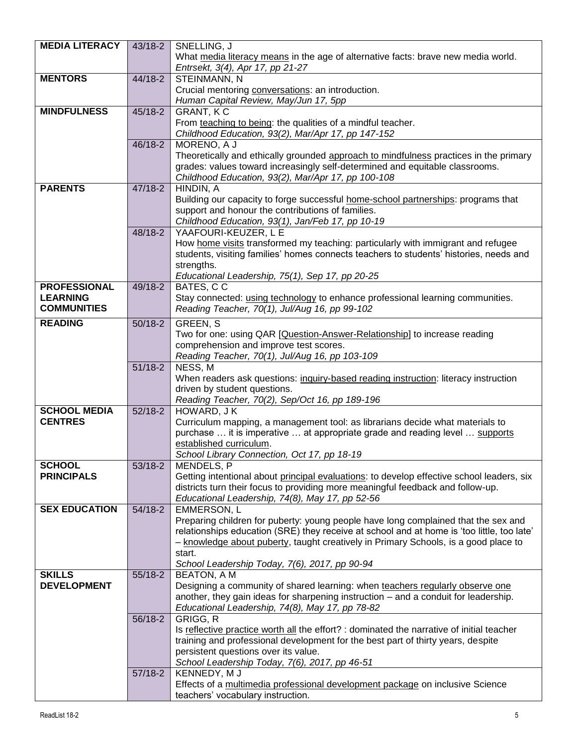| | | |
|---|---|---|
| **MEDIA LITERACY** | 43/18-2 | SNELLING, J<br>What media literacy means in the age of alternative facts: brave new media world.<br>*Entrsekt, 3(4), Apr 17, pp 21-27* |
| **MENTORS** | 44/18-2 | STEINMANN, N<br>Crucial mentoring conversations: an introduction.<br>*Human Capital Review, May/Jun 17, 5pp* |
| **MINDFULNESS** | 45/18-2 | GRANT, K C<br>From teaching to being: the qualities of a mindful teacher.<br>*Childhood Education, 93(2), Mar/Apr 17, pp 147-152* |
| | 46/18-2 | MORENO, A J<br>Theoretically and ethically grounded approach to mindfulness practices in the primary grades: values toward increasingly self-determined and equitable classrooms.<br>*Childhood Education, 93(2), Mar/Apr 17, pp 100-108* |
| **PARENTS** | 47/18-2 | HINDIN, A<br>Building our capacity to forge successful home-school partnerships: programs that support and honour the contributions of families.<br>*Childhood Education, 93(1), Jan/Feb 17, pp 10-19* |
| | 48/18-2 | YAAFOURI-KEUZER, L E<br>How home visits transformed my teaching: particularly with immigrant and refugee students, visiting families' homes connects teachers to students' histories, needs and strengths.<br>*Educational Leadership, 75(1), Sep 17, pp 20-25* |
| **PROFESSIONAL LEARNING COMMUNITIES** | 49/18-2 | BATES, C C<br>Stay connected: using technology to enhance professional learning communities.<br>*Reading Teacher, 70(1), Jul/Aug 16, pp 99-102* |
| **READING** | 50/18-2 | GREEN, S<br>Two for one: using QAR [Question-Answer-Relationship] to increase reading comprehension and improve test scores.<br>*Reading Teacher, 70(1), Jul/Aug 16, pp 103-109* |
| | 51/18-2 | NESS, M<br>When readers ask questions: inquiry-based reading instruction: literacy instruction driven by student questions.<br>*Reading Teacher, 70(2), Sep/Oct 16, pp 189-196* |
| **SCHOOL MEDIA CENTRES** | 52/18-2 | HOWARD, J K<br>Curriculum mapping, a management tool: as librarians decide what materials to purchase … it is imperative … at appropriate grade and reading level … supports established curriculum.<br>*School Library Connection, Oct 17, pp 18-19* |
| **SCHOOL PRINCIPALS** | 53/18-2 | MENDELS, P<br>Getting intentional about principal evaluations: to develop effective school leaders, six districts turn their focus to providing more meaningful feedback and follow-up.<br>*Educational Leadership, 74(8), May 17, pp 52-56* |
| **SEX EDUCATION** | 54/18-2 | EMMERSON, L<br>Preparing children for puberty: young people have long complained that the sex and relationships education (SRE) they receive at school and at home is 'too little, too late' – knowledge about puberty, taught creatively in Primary Schools, is a good place to start.<br>*School Leadership Today, 7(6), 2017, pp 90-94* |
| **SKILLS DEVELOPMENT** | 55/18-2 | BEATON, A M<br>Designing a community of shared learning: when teachers regularly observe one another, they gain ideas for sharpening instruction – and a conduit for leadership.<br>*Educational Leadership, 74(8), May 17, pp 78-82* |
| | 56/18-2 | GRIGG, R<br>Is reflective practice worth all the effort? : dominated the narrative of initial teacher training and professional development for the best part of thirty years, despite persistent questions over its value.<br>*School Leadership Today, 7(6), 2017, pp 46-51* |
| | 57/18-2 | KENNEDY, M J<br>Effects of a multimedia professional development package on inclusive Science teachers' vocabulary instruction. |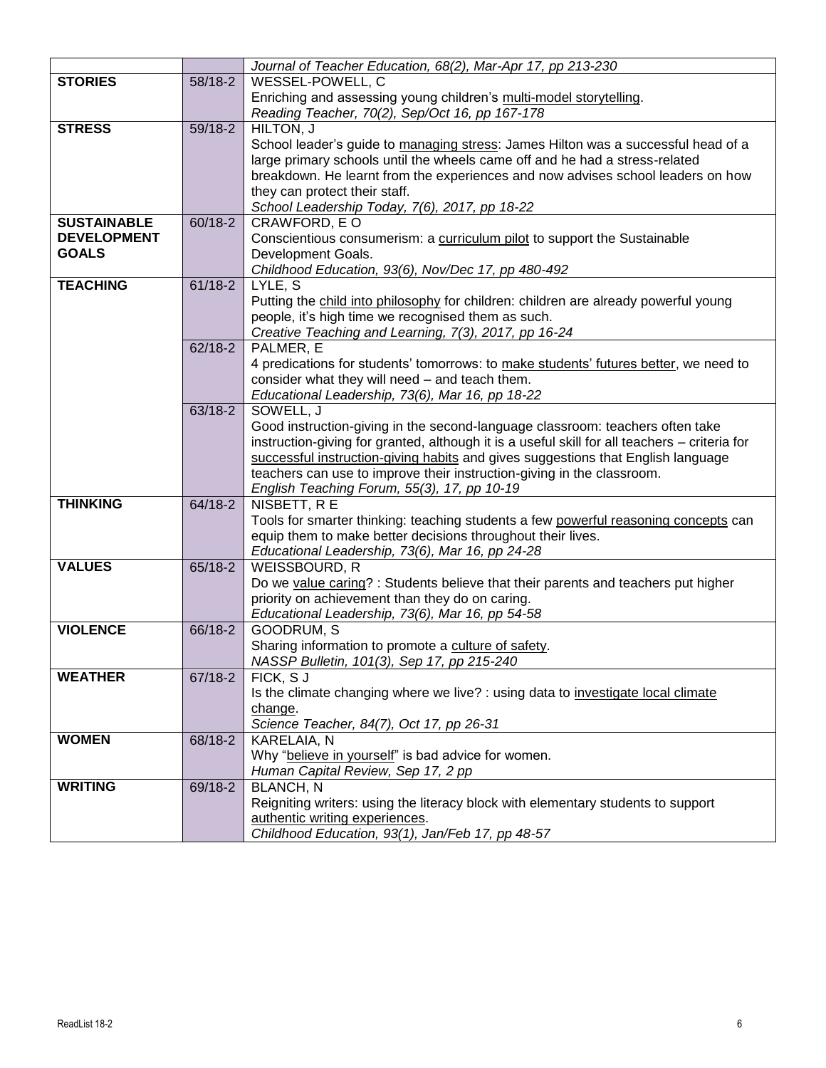| | | |
|---|---|---|
| | | *Journal of Teacher Education, 68(2), Mar-Apr 17, pp 213-230* |
| **STORIES** | 58/18-2 | WESSEL-POWELL, C<br>Enriching and assessing young children's multi-model storytelling.<br>*Reading Teacher, 70(2), Sep/Oct 16, pp 167-178* |
| **STRESS** | 59/18-2 | HILTON, J<br>School leader's guide to managing stress: James Hilton was a successful head of a large primary schools until the wheels came off and he had a stress-related breakdown. He learnt from the experiences and now advises school leaders on how they can protect their staff.<br>*School Leadership Today, 7(6), 2017, pp 18-22* |
| **SUSTAINABLE DEVELOPMENT GOALS** | 60/18-2 | CRAWFORD, E O<br>Conscientious consumerism: a curriculum pilot to support the Sustainable Development Goals.<br>*Childhood Education, 93(6), Nov/Dec 17, pp 480-492* |
| **TEACHING** | 61/18-2 | LYLE, S<br>Putting the child into philosophy for children: children are already powerful young people, it's high time we recognised them as such.<br>*Creative Teaching and Learning, 7(3), 2017, pp 16-24* |
| | 62/18-2 | PALMER, E<br>4 predications for students' tomorrows: to make students' futures better, we need to consider what they will need – and teach them.<br>*Educational Leadership, 73(6), Mar 16, pp 18-22* |
| | 63/18-2 | SOWELL, J<br>Good instruction-giving in the second-language classroom: teachers often take instruction-giving for granted, although it is a useful skill for all teachers – criteria for successful instruction-giving habits and gives suggestions that English language teachers can use to improve their instruction-giving in the classroom.<br>*English Teaching Forum, 55(3), 17, pp 10-19* |
| **THINKING** | 64/18-2 | NISBETT, R E<br>Tools for smarter thinking: teaching students a few powerful reasoning concepts can equip them to make better decisions throughout their lives.<br>*Educational Leadership, 73(6), Mar 16, pp 24-28* |
| **VALUES** | 65/18-2 | WEISSBOURD, R<br>Do we value caring? : Students believe that their parents and teachers put higher priority on achievement than they do on caring.<br>*Educational Leadership, 73(6), Mar 16, pp 54-58* |
| **VIOLENCE** | 66/18-2 | GOODRUM, S<br>Sharing information to promote a culture of safety.<br>*NASSP Bulletin, 101(3), Sep 17, pp 215-240* |
| **WEATHER** | 67/18-2 | FICK, S J<br>Is the climate changing where we live? : using data to investigate local climate change.<br>*Science Teacher, 84(7), Oct 17, pp 26-31* |
| **WOMEN** | 68/18-2 | KARELAIA, N<br>Why "believe in yourself" is bad advice for women.<br>*Human Capital Review, Sep 17, 2 pp* |
| **WRITING** | 69/18-2 | BLANCH, N<br>Reigniting writers: using the literacy block with elementary students to support authentic writing experiences.<br>*Childhood Education, 93(1), Jan/Feb 17, pp 48-57* |